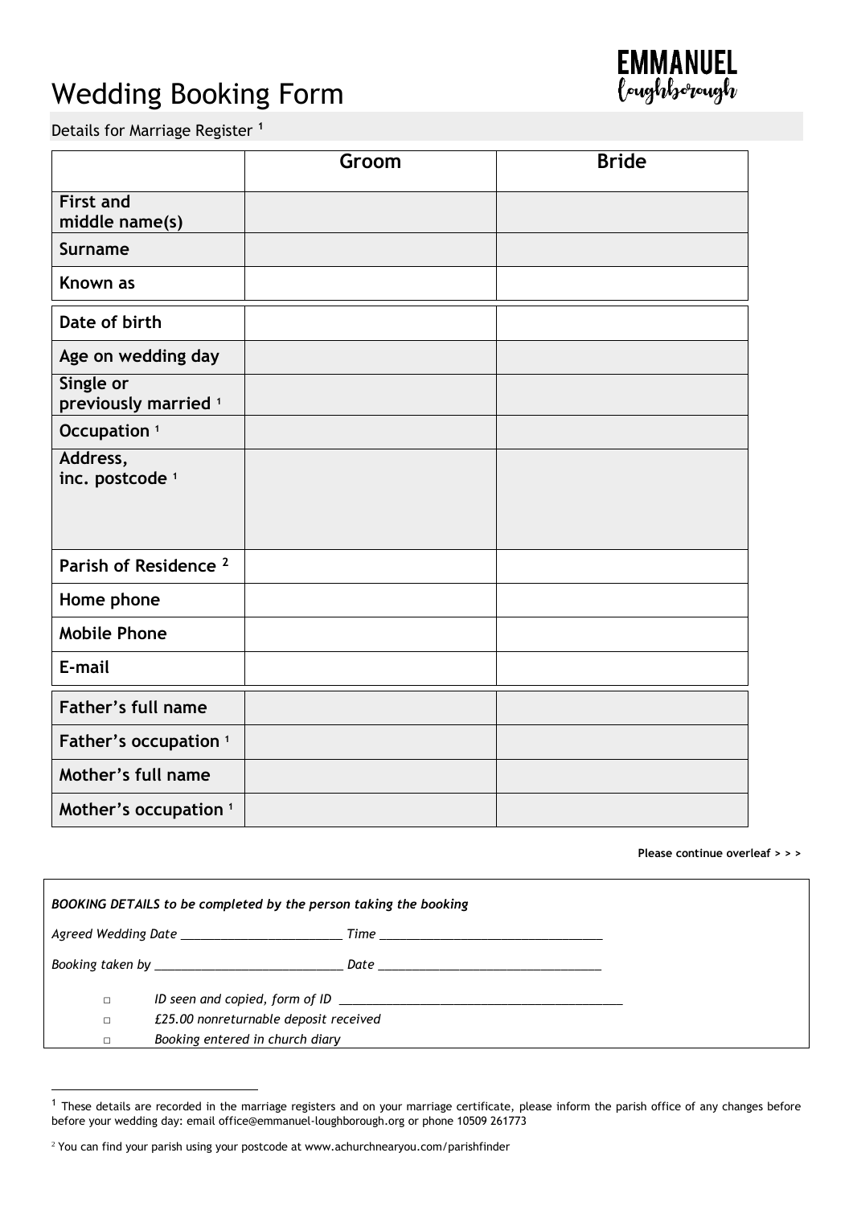# Wedding Booking Form

EMMANUEL loughborough

Details for Marriage Register [1]

| | Groom | Bride |
|---|---|---|
| **First and middle name(s)** | | |
| **Surname** | | |
| **Known as** | | |
| **Date of birth** | | |
| **Age on wedding day** | | |
| **Single or previously married** [1] | | |
| **Occupation** [1] | | |
| **Address, inc. postcode** [1] | | |
| **Parish of Residence** [2] | | |
| **Home phone** | | |
| **Mobile Phone** | | |
| **E-mail** | | |
| **Father's full name** | | |
| **Father's occupation** [1] | | |
| **Mother's full name** | | |
| **Mother's occupation** [1] | | |

**Please continue overleaf > > >**

*BOOKING DETAILS to be completed by the person taking the booking*

*Agreed Wedding Date* ________________________ *Time* __________________________________

*Booking taken by* ____________________________ *Date* __________________________________

- □ *ID seen and copied, form of ID* ___________________________________________
- □ *£25.00 nonreturnable deposit received*
- □ *Booking entered in church diary*

[1] These details are recorded in the marriage registers and on your marriage certificate, please inform the parish office of any changes before before your wedding day: email office@emmanuel-loughborough.org or phone 10509 261773

[2] You can find your parish using your postcode at www.achurchnearyou.com/parishfinder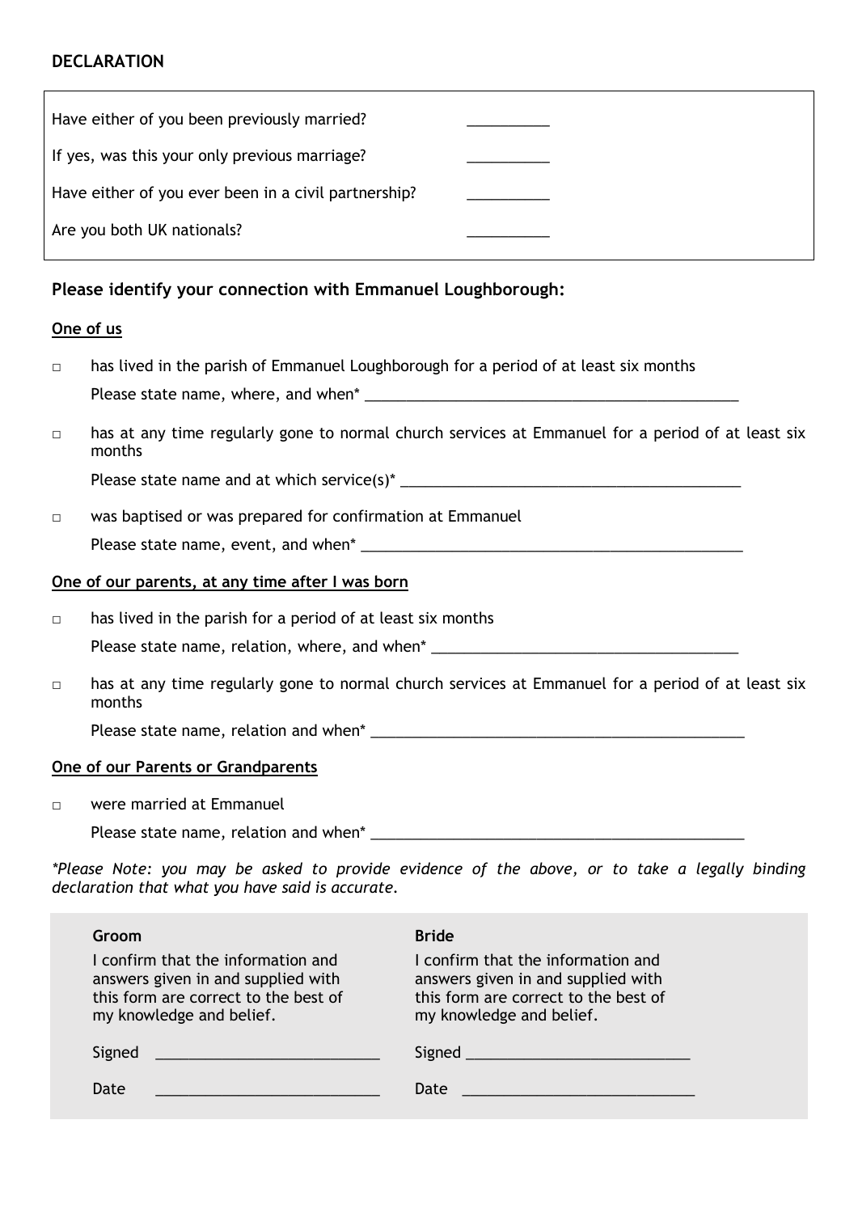## DECLARATION

| | |
|---|---|
| Have either of you been previously married? | __________ |
| If yes, was this your only previous marriage? | __________ |
| Have either of you ever been in a civil partnership? | __________ |
| Are you both UK nationals? | __________ |

### Please identify your connection with Emmanuel Loughborough:

**One of us**

- ☐ has lived in the parish of Emmanuel Loughborough for a period of at least six months

  Please state name, where, and when* _______________________________________________

- ☐ has at any time regularly gone to normal church services at Emmanuel for a period of at least six months

  Please state name and at which service(s)* __________________________________________

- ☐ was baptised or was prepared for confirmation at Emmanuel

  Please state name, event, and when* _______________________________________________

**One of our parents, at any time after I was born**

- ☐ has lived in the parish for a period of at least six months

  Please state name, relation, where, and when* _____________________________________

- ☐ has at any time regularly gone to normal church services at Emmanuel for a period of at least six months

  Please state name, relation and when* _______________________________________________

**One of our Parents or Grandparents**

- ☐ were married at Emmanuel

  Please state name, relation and when* _______________________________________________

*\*Please Note: you may be asked to provide evidence of the above, or to take a legally binding declaration that what you have said is accurate.*

**Groom**

I confirm that the information and answers given in and supplied with this form are correct to the best of my knowledge and belief.

Signed ___________________________

Date ___________________________

**Bride**

I confirm that the information and answers given in and supplied with this form are correct to the best of my knowledge and belief.

Signed ___________________________

Date ___________________________